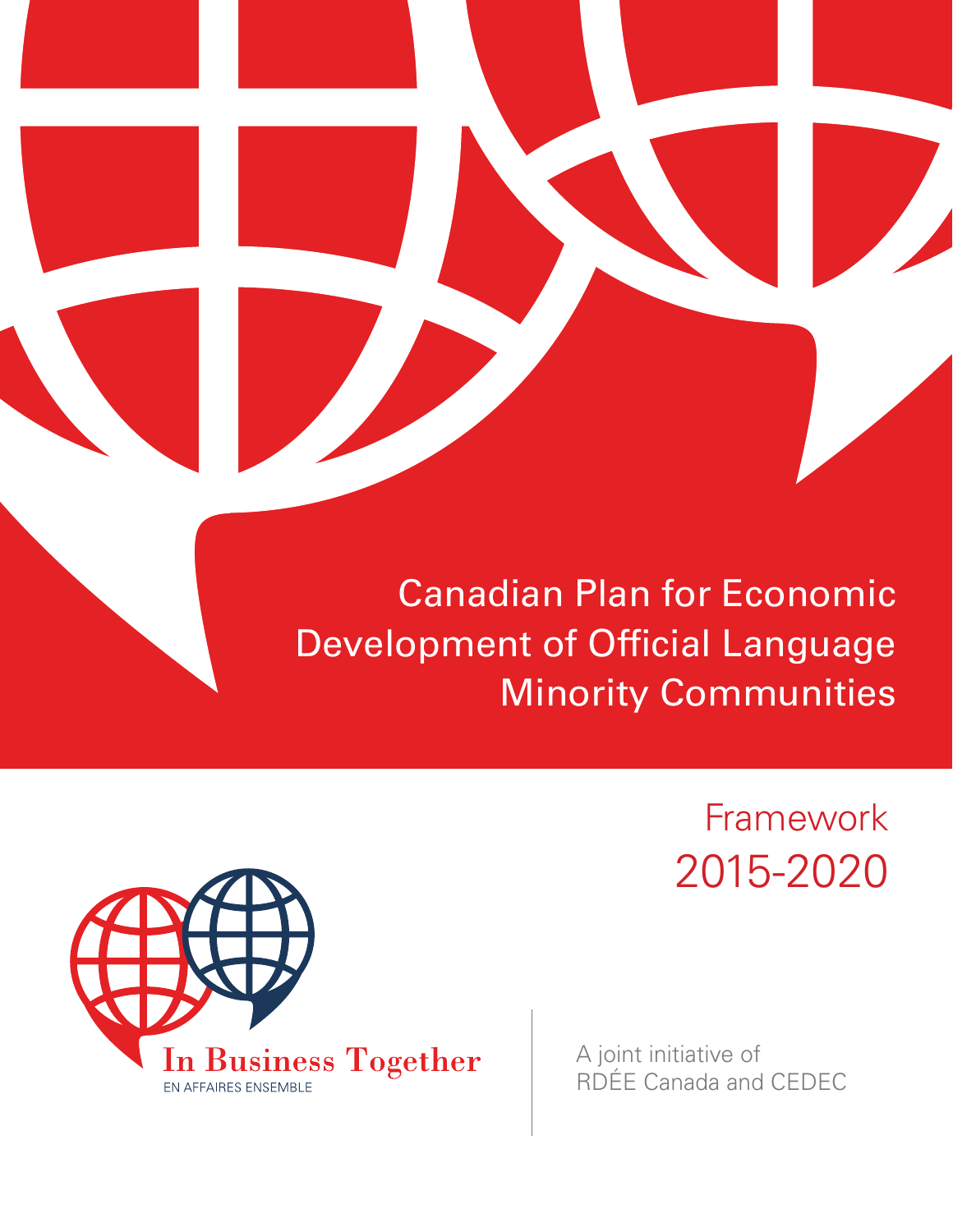# Canadian Plan for Economic Development of Official Language Minority Communities

## Framework 2015-2020

In Business Together

EN AFFAIRES ENSEMBLE

A joint initiative of RDÉE Canada and CEDEC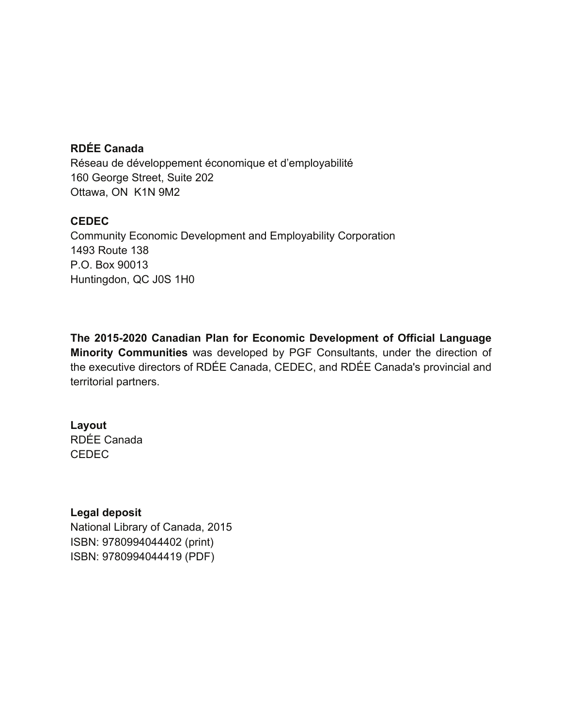**RDÉE Canada**
Réseau de développement économique et d'employabilité
160 George Street, Suite 202
Ottawa, ON K1N 9M2

**CEDEC**
Community Economic Development and Employability Corporation
1493 Route 138
P.O. Box 90013
Huntingdon, QC J0S 1H0

**The 2015-2020 Canadian Plan for Economic Development of Official Language Minority Communities** was developed by PGF Consultants, under the direction of the executive directors of RDÉE Canada, CEDEC, and RDÉE Canada's provincial and territorial partners.

**Layout**
RDÉE Canada
CEDEC

**Legal deposit**
National Library of Canada, 2015
ISBN: 9780994044402 (print)
ISBN: 9780994044419 (PDF)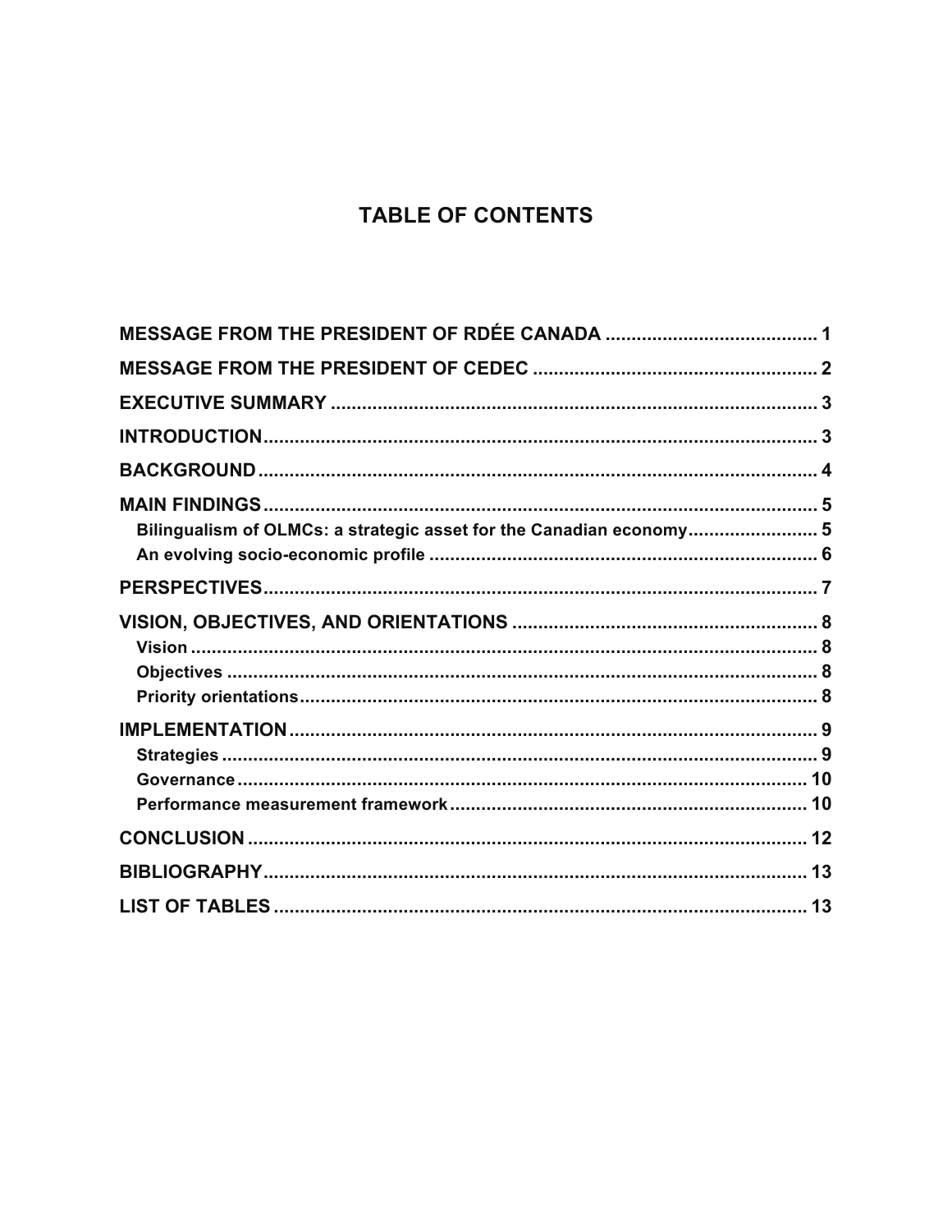# TABLE OF CONTENTS

MESSAGE FROM THE PRESIDENT OF RDÉE CANADA ........................................ 1

MESSAGE FROM THE PRESIDENT OF CEDEC ...................................................... 2

EXECUTIVE SUMMARY ............................................................................................ 3

INTRODUCTION .......................................................................................................... 3

BACKGROUND ............................................................................................................ 4

MAIN FINDINGS .......................................................................................................... 5

- Bilingualism of OLMCs: a strategic asset for the Canadian economy ......................... 5
- An evolving socio-economic profile ............................................................................ 6

PERSPECTIVES ........................................................................................................... 7

VISION, OBJECTIVES, AND ORIENTATIONS .......................................................... 8

- Vision ......................................................................................................................... 8
- Objectives .................................................................................................................. 8
- Priority orientations .................................................................................................... 8

IMPLEMENTATION ..................................................................................................... 9

- Strategies .................................................................................................................. 9
- Governance ............................................................................................................. 10
- Performance measurement framework .................................................................... 10

CONCLUSION ............................................................................................................ 12

BIBLIOGRAPHY ......................................................................................................... 13

LIST OF TABLES ....................................................................................................... 13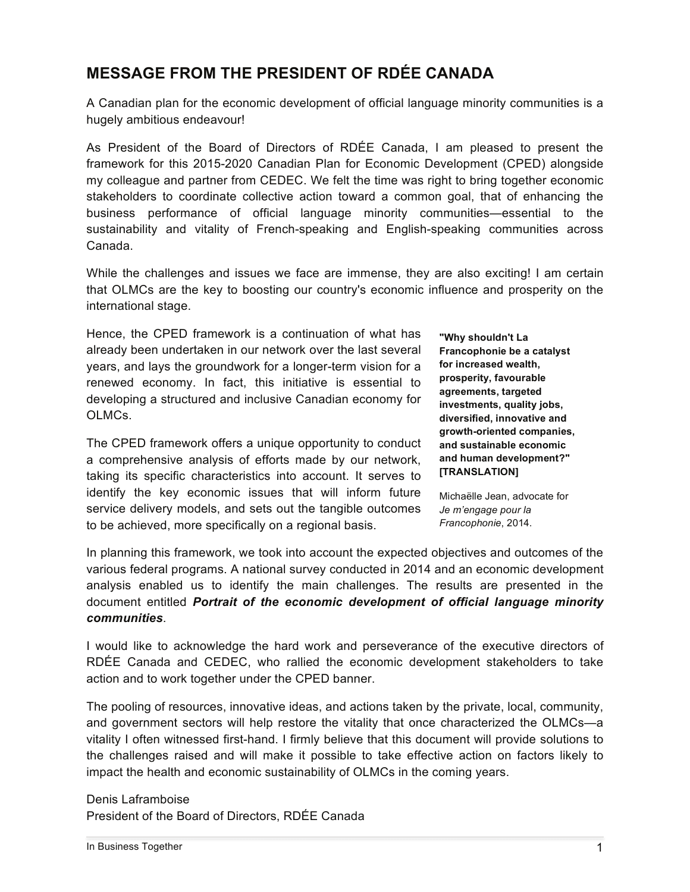## MESSAGE FROM THE PRESIDENT OF RDÉE CANADA

A Canadian plan for the economic development of official language minority communities is a hugely ambitious endeavour!

As President of the Board of Directors of RDÉE Canada, I am pleased to present the framework for this 2015-2020 Canadian Plan for Economic Development (CPED) alongside my colleague and partner from CEDEC. We felt the time was right to bring together economic stakeholders to coordinate collective action toward a common goal, that of enhancing the business performance of official language minority communities—essential to the sustainability and vitality of French-speaking and English-speaking communities across Canada.

While the challenges and issues we face are immense, they are also exciting! I am certain that OLMCs are the key to boosting our country's economic influence and prosperity on the international stage.

Hence, the CPED framework is a continuation of what has already been undertaken in our network over the last several years, and lays the groundwork for a longer-term vision for a renewed economy. In fact, this initiative is essential to developing a structured and inclusive Canadian economy for OLMCs.

The CPED framework offers a unique opportunity to conduct a comprehensive analysis of efforts made by our network, taking its specific characteristics into account. It serves to identify the key economic issues that will inform future service delivery models, and sets out the tangible outcomes to be achieved, more specifically on a regional basis.

> **"Why shouldn't La Francophonie be a catalyst for increased wealth, prosperity, favourable agreements, targeted investments, quality jobs, diversified, innovative and growth-oriented companies, and sustainable economic and human development?" [TRANSLATION]**
>
> Michaëlle Jean, advocate for *Je m'engage pour la Francophonie*, 2014.

In planning this framework, we took into account the expected objectives and outcomes of the various federal programs. A national survey conducted in 2014 and an economic development analysis enabled us to identify the main challenges. The results are presented in the document entitled ***Portrait of the economic development of official language minority communities***.

I would like to acknowledge the hard work and perseverance of the executive directors of RDÉE Canada and CEDEC, who rallied the economic development stakeholders to take action and to work together under the CPED banner.

The pooling of resources, innovative ideas, and actions taken by the private, local, community, and government sectors will help restore the vitality that once characterized the OLMCs—a vitality I often witnessed first-hand. I firmly believe that this document will provide solutions to the challenges raised and will make it possible to take effective action on factors likely to impact the health and economic sustainability of OLMCs in the coming years.

Denis Laframboise
President of the Board of Directors, RDÉE Canada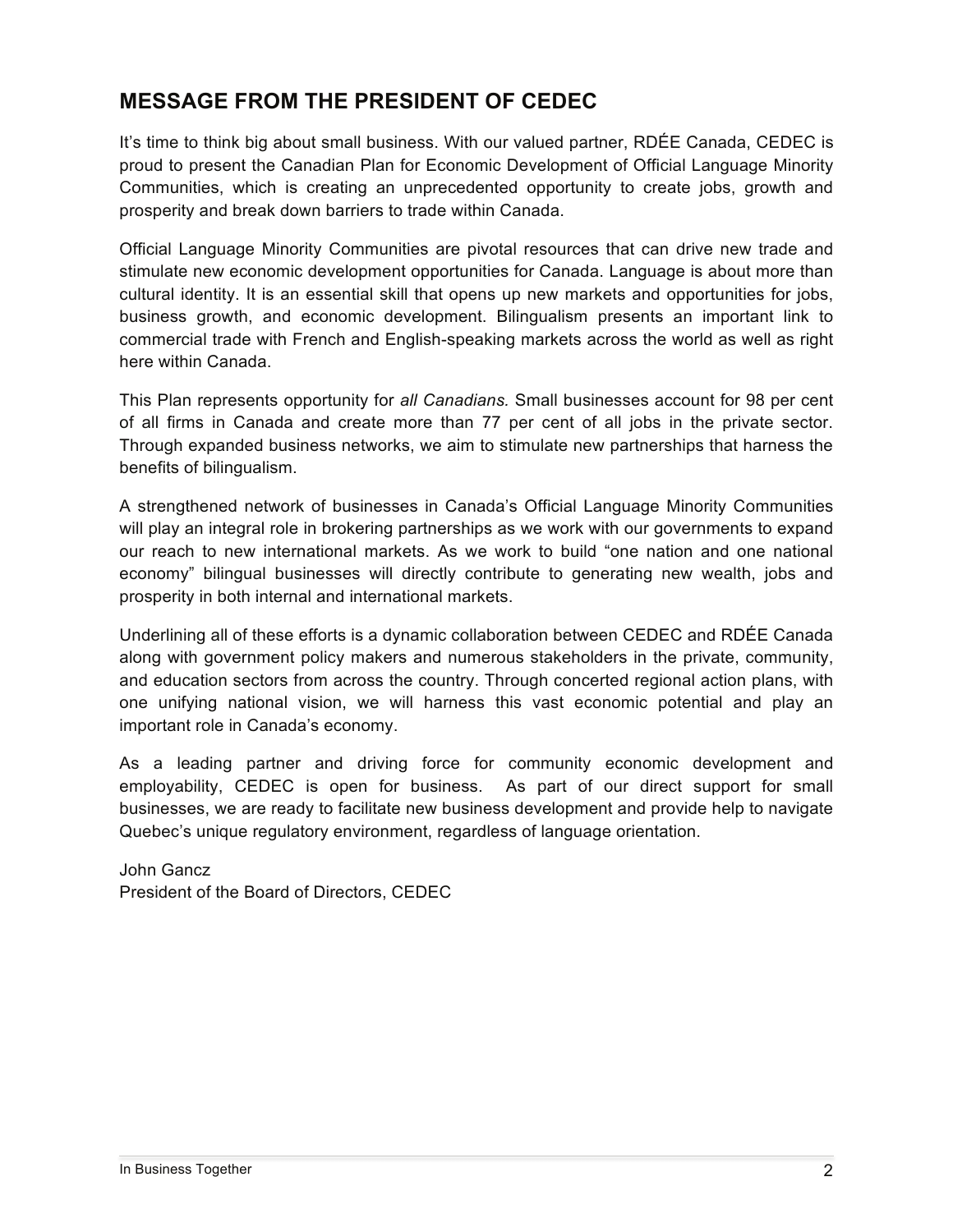## MESSAGE FROM THE PRESIDENT OF CEDEC

It's time to think big about small business. With our valued partner, RDÉE Canada, CEDEC is proud to present the Canadian Plan for Economic Development of Official Language Minority Communities, which is creating an unprecedented opportunity to create jobs, growth and prosperity and break down barriers to trade within Canada.

Official Language Minority Communities are pivotal resources that can drive new trade and stimulate new economic development opportunities for Canada. Language is about more than cultural identity. It is an essential skill that opens up new markets and opportunities for jobs, business growth, and economic development. Bilingualism presents an important link to commercial trade with French and English-speaking markets across the world as well as right here within Canada.

This Plan represents opportunity for *all Canadians.* Small businesses account for 98 per cent of all firms in Canada and create more than 77 per cent of all jobs in the private sector. Through expanded business networks, we aim to stimulate new partnerships that harness the benefits of bilingualism.

A strengthened network of businesses in Canada's Official Language Minority Communities will play an integral role in brokering partnerships as we work with our governments to expand our reach to new international markets. As we work to build "one nation and one national economy" bilingual businesses will directly contribute to generating new wealth, jobs and prosperity in both internal and international markets.

Underlining all of these efforts is a dynamic collaboration between CEDEC and RDÉE Canada along with government policy makers and numerous stakeholders in the private, community, and education sectors from across the country. Through concerted regional action plans, with one unifying national vision, we will harness this vast economic potential and play an important role in Canada's economy.

As a leading partner and driving force for community economic development and employability, CEDEC is open for business. As part of our direct support for small businesses, we are ready to facilitate new business development and provide help to navigate Quebec's unique regulatory environment, regardless of language orientation.

John Gancz
President of the Board of Directors, CEDEC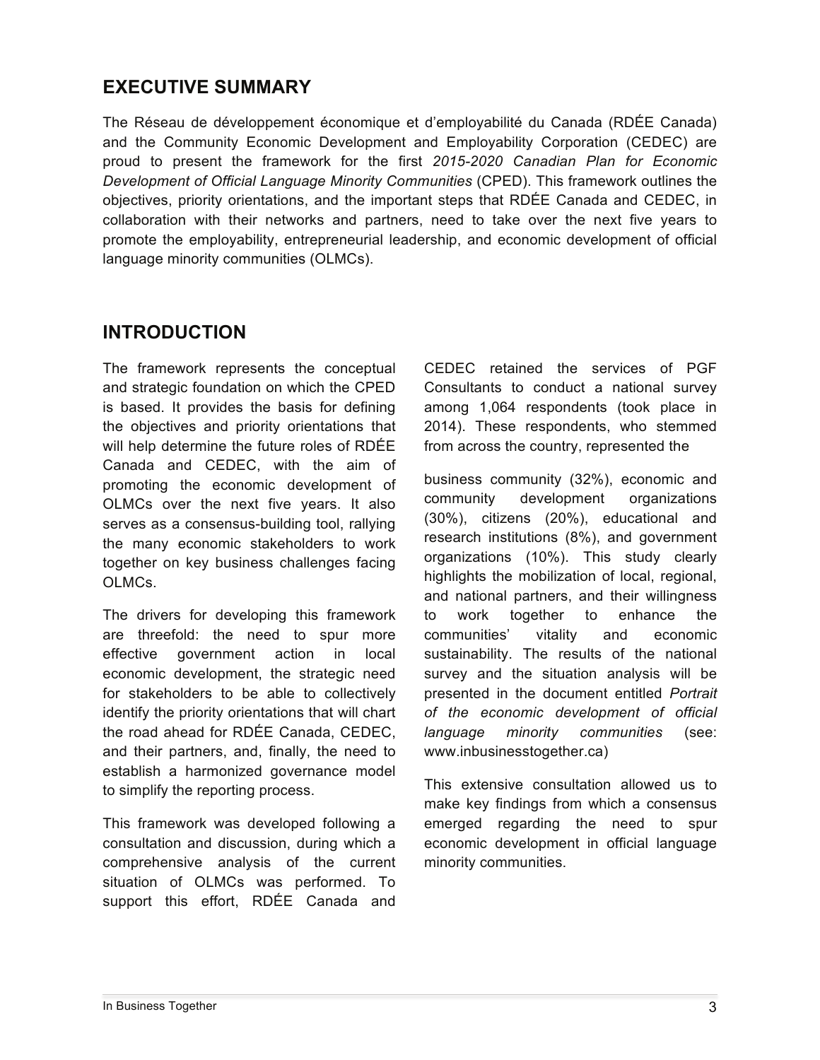## EXECUTIVE SUMMARY

The Réseau de développement économique et d'employabilité du Canada (RDÉE Canada) and the Community Economic Development and Employability Corporation (CEDEC) are proud to present the framework for the first *2015-2020 Canadian Plan for Economic Development of Official Language Minority Communities* (CPED). This framework outlines the objectives, priority orientations, and the important steps that RDÉE Canada and CEDEC, in collaboration with their networks and partners, need to take over the next five years to promote the employability, entrepreneurial leadership, and economic development of official language minority communities (OLMCs).

## INTRODUCTION

The framework represents the conceptual and strategic foundation on which the CPED is based. It provides the basis for defining the objectives and priority orientations that will help determine the future roles of RDÉE Canada and CEDEC, with the aim of promoting the economic development of OLMCs over the next five years. It also serves as a consensus-building tool, rallying the many economic stakeholders to work together on key business challenges facing OLMCs.

The drivers for developing this framework are threefold: the need to spur more effective government action in local economic development, the strategic need for stakeholders to be able to collectively identify the priority orientations that will chart the road ahead for RDÉE Canada, CEDEC, and their partners, and, finally, the need to establish a harmonized governance model to simplify the reporting process.

This framework was developed following a consultation and discussion, during which a comprehensive analysis of the current situation of OLMCs was performed. To support this effort, RDÉE Canada and CEDEC retained the services of PGF Consultants to conduct a national survey among 1,064 respondents (took place in 2014). These respondents, who stemmed from across the country, represented the business community (32%), economic and community development organizations (30%), citizens (20%), educational and research institutions (8%), and government organizations (10%). This study clearly highlights the mobilization of local, regional, and national partners, and their willingness to work together to enhance the communities' vitality and economic sustainability. The results of the national survey and the situation analysis will be presented in the document entitled *Portrait of the economic development of official language minority communities* (see: www.inbusinesstogether.ca)

This extensive consultation allowed us to make key findings from which a consensus emerged regarding the need to spur economic development in official language minority communities.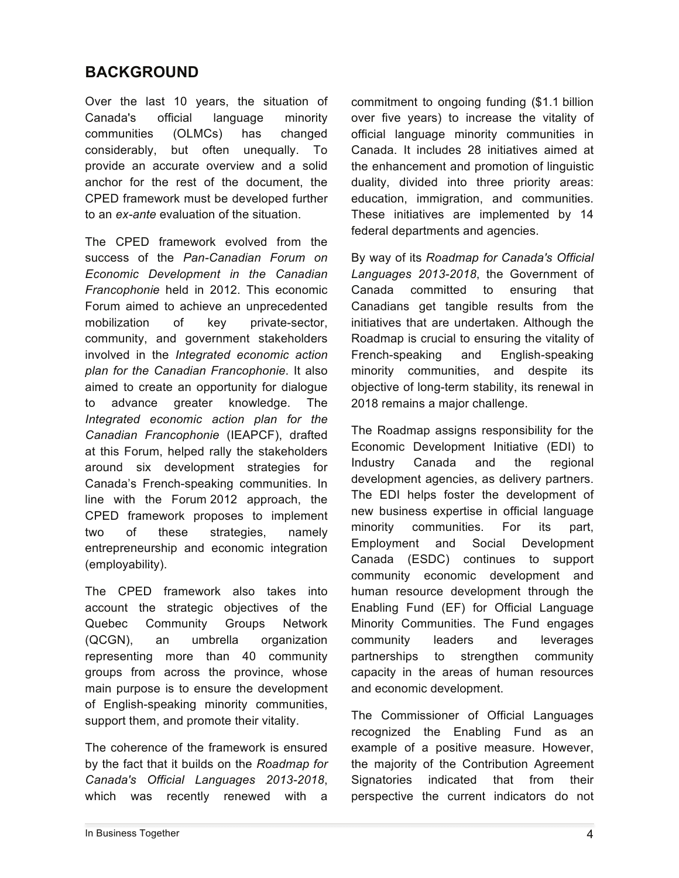## BACKGROUND

Over the last 10 years, the situation of Canada's official language minority communities (OLMCs) has changed considerably, but often unequally. To provide an accurate overview and a solid anchor for the rest of the document, the CPED framework must be developed further to an *ex-ante* evaluation of the situation.

The CPED framework evolved from the success of the *Pan-Canadian Forum on Economic Development in the Canadian Francophonie* held in 2012. This economic Forum aimed to achieve an unprecedented mobilization of key private-sector, community, and government stakeholders involved in the *Integrated economic action plan for the Canadian Francophonie*. It also aimed to create an opportunity for dialogue to advance greater knowledge. The *Integrated economic action plan for the Canadian Francophonie* (IEAPCF), drafted at this Forum, helped rally the stakeholders around six development strategies for Canada's French-speaking communities. In line with the Forum 2012 approach, the CPED framework proposes to implement two of these strategies, namely entrepreneurship and economic integration (employability).

The CPED framework also takes into account the strategic objectives of the Quebec Community Groups Network (QCGN), an umbrella organization representing more than 40 community groups from across the province, whose main purpose is to ensure the development of English-speaking minority communities, support them, and promote their vitality.

The coherence of the framework is ensured by the fact that it builds on the *Roadmap for Canada's Official Languages 2013-2018*, which was recently renewed with a commitment to ongoing funding ($1.1 billion over five years) to increase the vitality of official language minority communities in Canada. It includes 28 initiatives aimed at the enhancement and promotion of linguistic duality, divided into three priority areas: education, immigration, and communities. These initiatives are implemented by 14 federal departments and agencies.

By way of its *Roadmap for Canada's Official Languages 2013-2018*, the Government of Canada committed to ensuring that Canadians get tangible results from the initiatives that are undertaken. Although the Roadmap is crucial to ensuring the vitality of French-speaking and English-speaking minority communities, and despite its objective of long-term stability, its renewal in 2018 remains a major challenge.

The Roadmap assigns responsibility for the Economic Development Initiative (EDI) to Industry Canada and the regional development agencies, as delivery partners. The EDI helps foster the development of new business expertise in official language minority communities. For its part, Employment and Social Development Canada (ESDC) continues to support community economic development and human resource development through the Enabling Fund (EF) for Official Language Minority Communities. The Fund engages community leaders and leverages partnerships to strengthen community capacity in the areas of human resources and economic development.

The Commissioner of Official Languages recognized the Enabling Fund as an example of a positive measure. However, the majority of the Contribution Agreement Signatories indicated that from their perspective the current indicators do not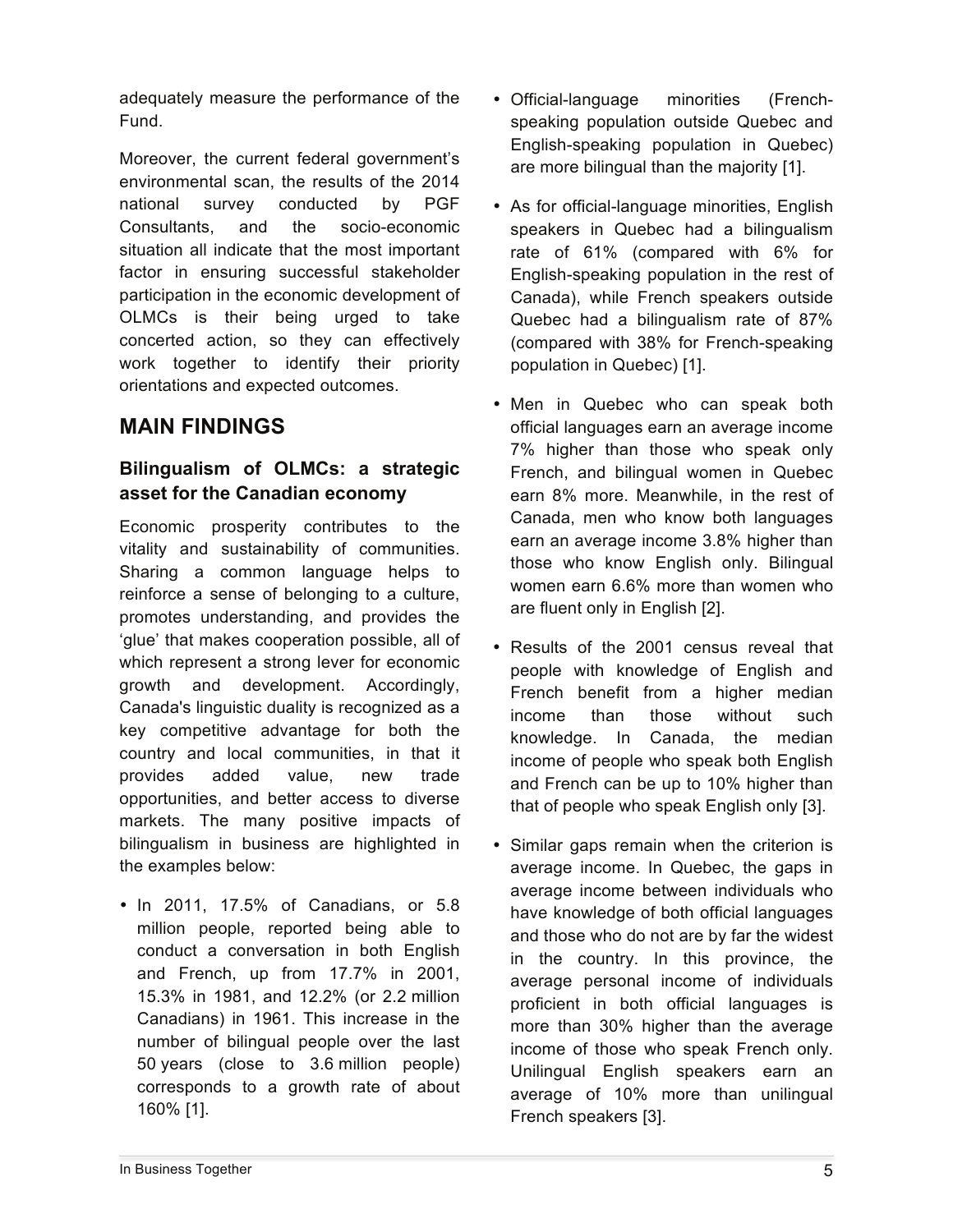adequately measure the performance of the Fund.

Moreover, the current federal government's environmental scan, the results of the 2014 national survey conducted by PGF Consultants, and the socio-economic situation all indicate that the most important factor in ensuring successful stakeholder participation in the economic development of OLMCs is their being urged to take concerted action, so they can effectively work together to identify their priority orientations and expected outcomes.

## MAIN FINDINGS

### Bilingualism of OLMCs: a strategic asset for the Canadian economy

Economic prosperity contributes to the vitality and sustainability of communities. Sharing a common language helps to reinforce a sense of belonging to a culture, promotes understanding, and provides the 'glue' that makes cooperation possible, all of which represent a strong lever for economic growth and development. Accordingly, Canada's linguistic duality is recognized as a key competitive advantage for both the country and local communities, in that it provides added value, new trade opportunities, and better access to diverse markets. The many positive impacts of bilingualism in business are highlighted in the examples below:

- In 2011, 17.5% of Canadians, or 5.8 million people, reported being able to conduct a conversation in both English and French, up from 17.7% in 2001, 15.3% in 1981, and 12.2% (or 2.2 million Canadians) in 1961. This increase in the number of bilingual people over the last 50 years (close to 3.6 million people) corresponds to a growth rate of about 160% [1].
- Official-language minorities (French-speaking population outside Quebec and English-speaking population in Quebec) are more bilingual than the majority [1].
- As for official-language minorities, English speakers in Quebec had a bilingualism rate of 61% (compared with 6% for English-speaking population in the rest of Canada), while French speakers outside Quebec had a bilingualism rate of 87% (compared with 38% for French-speaking population in Quebec) [1].
- Men in Quebec who can speak both official languages earn an average income 7% higher than those who speak only French, and bilingual women in Quebec earn 8% more. Meanwhile, in the rest of Canada, men who know both languages earn an average income 3.8% higher than those who know English only. Bilingual women earn 6.6% more than women who are fluent only in English [2].
- Results of the 2001 census reveal that people with knowledge of English and French benefit from a higher median income than those without such knowledge. In Canada, the median income of people who speak both English and French can be up to 10% higher than that of people who speak English only [3].
- Similar gaps remain when the criterion is average income. In Quebec, the gaps in average income between individuals who have knowledge of both official languages and those who do not are by far the widest in the country. In this province, the average personal income of individuals proficient in both official languages is more than 30% higher than the average income of those who speak French only. Unilingual English speakers earn an average of 10% more than unilingual French speakers [3].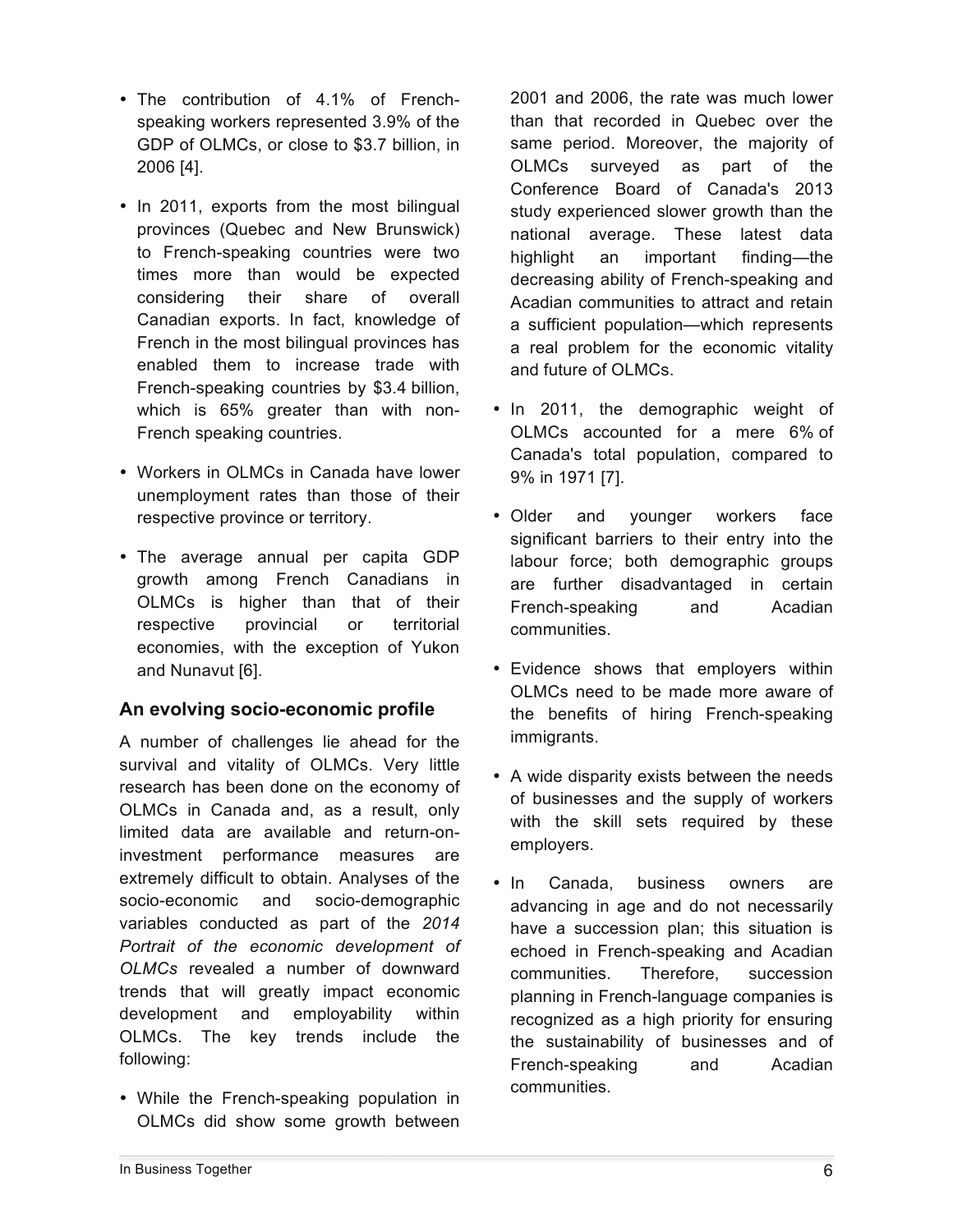- The contribution of 4.1% of French-speaking workers represented 3.9% of the GDP of OLMCs, or close to $3.7 billion, in 2006 [4].
- In 2011, exports from the most bilingual provinces (Quebec and New Brunswick) to French-speaking countries were two times more than would be expected considering their share of overall Canadian exports. In fact, knowledge of French in the most bilingual provinces has enabled them to increase trade with French-speaking countries by $3.4 billion, which is 65% greater than with non-French speaking countries.
- Workers in OLMCs in Canada have lower unemployment rates than those of their respective province or territory.
- The average annual per capita GDP growth among French Canadians in OLMCs is higher than that of their respective provincial or territorial economies, with the exception of Yukon and Nunavut [6].

### An evolving socio-economic profile

A number of challenges lie ahead for the survival and vitality of OLMCs. Very little research has been done on the economy of OLMCs in Canada and, as a result, only limited data are available and return-on-investment performance measures are extremely difficult to obtain. Analyses of the socio-economic and socio-demographic variables conducted as part of the *2014 Portrait of the economic development of OLMCs* revealed a number of downward trends that will greatly impact economic development and employability within OLMCs. The key trends include the following:

- While the French-speaking population in OLMCs did show some growth between 2001 and 2006, the rate was much lower than that recorded in Quebec over the same period. Moreover, the majority of OLMCs surveyed as part of the Conference Board of Canada's 2013 study experienced slower growth than the national average. These latest data highlight an important finding—the decreasing ability of French-speaking and Acadian communities to attract and retain a sufficient population—which represents a real problem for the economic vitality and future of OLMCs.
- In 2011, the demographic weight of OLMCs accounted for a mere 6% of Canada's total population, compared to 9% in 1971 [7].
- Older and younger workers face significant barriers to their entry into the labour force; both demographic groups are further disadvantaged in certain French-speaking and Acadian communities.
- Evidence shows that employers within OLMCs need to be made more aware of the benefits of hiring French-speaking immigrants.
- A wide disparity exists between the needs of businesses and the supply of workers with the skill sets required by these employers.
- In Canada, business owners are advancing in age and do not necessarily have a succession plan; this situation is echoed in French-speaking and Acadian communities. Therefore, succession planning in French-language companies is recognized as a high priority for ensuring the sustainability of businesses and of French-speaking and Acadian communities.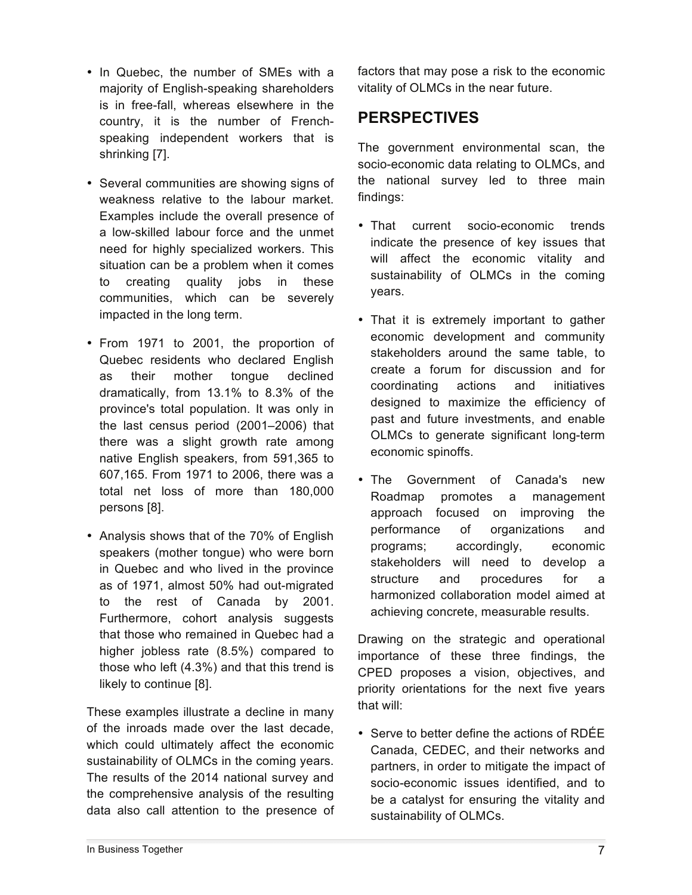- In Quebec, the number of SMEs with a majority of English-speaking shareholders is in free-fall, whereas elsewhere in the country, it is the number of French-speaking independent workers that is shrinking [7].
- Several communities are showing signs of weakness relative to the labour market. Examples include the overall presence of a low-skilled labour force and the unmet need for highly specialized workers. This situation can be a problem when it comes to creating quality jobs in these communities, which can be severely impacted in the long term.
- From 1971 to 2001, the proportion of Quebec residents who declared English as their mother tongue declined dramatically, from 13.1% to 8.3% of the province's total population. It was only in the last census period (2001–2006) that there was a slight growth rate among native English speakers, from 591,365 to 607,165. From 1971 to 2006, there was a total net loss of more than 180,000 persons [8].
- Analysis shows that of the 70% of English speakers (mother tongue) who were born in Quebec and who lived in the province as of 1971, almost 50% had out-migrated to the rest of Canada by 2001. Furthermore, cohort analysis suggests that those who remained in Quebec had a higher jobless rate (8.5%) compared to those who left (4.3%) and that this trend is likely to continue [8].

These examples illustrate a decline in many of the inroads made over the last decade, which could ultimately affect the economic sustainability of OLMCs in the coming years. The results of the 2014 national survey and the comprehensive analysis of the resulting data also call attention to the presence of factors that may pose a risk to the economic vitality of OLMCs in the near future.

## PERSPECTIVES

The government environmental scan, the socio-economic data relating to OLMCs, and the national survey led to three main findings:

- That current socio-economic trends indicate the presence of key issues that will affect the economic vitality and sustainability of OLMCs in the coming years.
- That it is extremely important to gather economic development and community stakeholders around the same table, to create a forum for discussion and for coordinating actions and initiatives designed to maximize the efficiency of past and future investments, and enable OLMCs to generate significant long-term economic spinoffs.
- The Government of Canada's new Roadmap promotes a management approach focused on improving the performance of organizations and programs; accordingly, economic stakeholders will need to develop a structure and procedures for a harmonized collaboration model aimed at achieving concrete, measurable results.

Drawing on the strategic and operational importance of these three findings, the CPED proposes a vision, objectives, and priority orientations for the next five years that will:

- Serve to better define the actions of RDÉE Canada, CEDEC, and their networks and partners, in order to mitigate the impact of socio-economic issues identified, and to be a catalyst for ensuring the vitality and sustainability of OLMCs.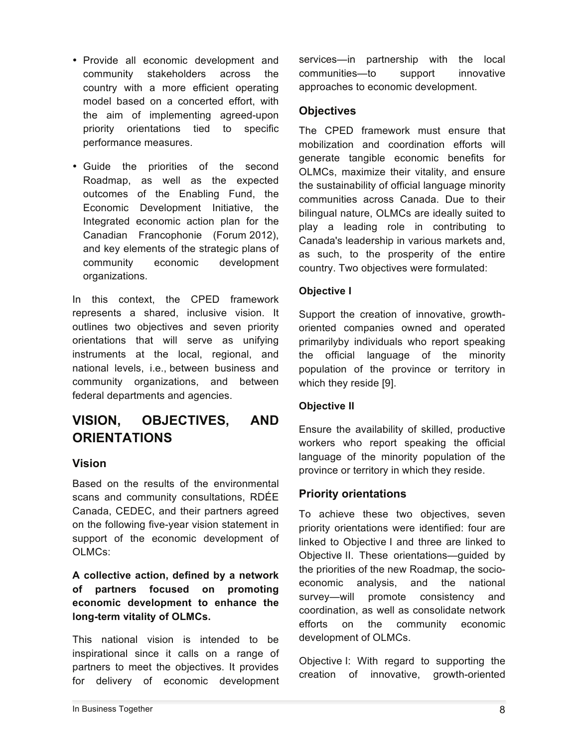- Provide all economic development and community stakeholders across the country with a more efficient operating model based on a concerted effort, with the aim of implementing agreed-upon priority orientations tied to specific performance measures.
- Guide the priorities of the second Roadmap, as well as the expected outcomes of the Enabling Fund, the Economic Development Initiative, the Integrated economic action plan for the Canadian Francophonie (Forum 2012), and key elements of the strategic plans of community economic development organizations.

In this context, the CPED framework represents a shared, inclusive vision. It outlines two objectives and seven priority orientations that will serve as unifying instruments at the local, regional, and national levels, i.e., between business and community organizations, and between federal departments and agencies.

# VISION, OBJECTIVES, AND ORIENTATIONS

## Vision

Based on the results of the environmental scans and community consultations, RDÉE Canada, CEDEC, and their partners agreed on the following five-year vision statement in support of the economic development of OLMCs:

**A collective action, defined by a network of partners focused on promoting economic development to enhance the long-term vitality of OLMCs.**

This national vision is intended to be inspirational since it calls on a range of partners to meet the objectives. It provides for delivery of economic development services—in partnership with the local communities—to support innovative approaches to economic development.

## Objectives

The CPED framework must ensure that mobilization and coordination efforts will generate tangible economic benefits for OLMCs, maximize their vitality, and ensure the sustainability of official language minority communities across Canada. Due to their bilingual nature, OLMCs are ideally suited to play a leading role in contributing to Canada's leadership in various markets and, as such, to the prosperity of the entire country. Two objectives were formulated:

### Objective I

Support the creation of innovative, growth-oriented companies owned and operated primarilyby individuals who report speaking the official language of the minority population of the province or territory in which they reside [9].

### Objective II

Ensure the availability of skilled, productive workers who report speaking the official language of the minority population of the province or territory in which they reside.

## Priority orientations

To achieve these two objectives, seven priority orientations were identified: four are linked to Objective I and three are linked to Objective II. These orientations—guided by the priorities of the new Roadmap, the socio-economic analysis, and the national survey—will promote consistency and coordination, as well as consolidate network efforts on the community economic development of OLMCs.

Objective I: With regard to supporting the creation of innovative, growth-oriented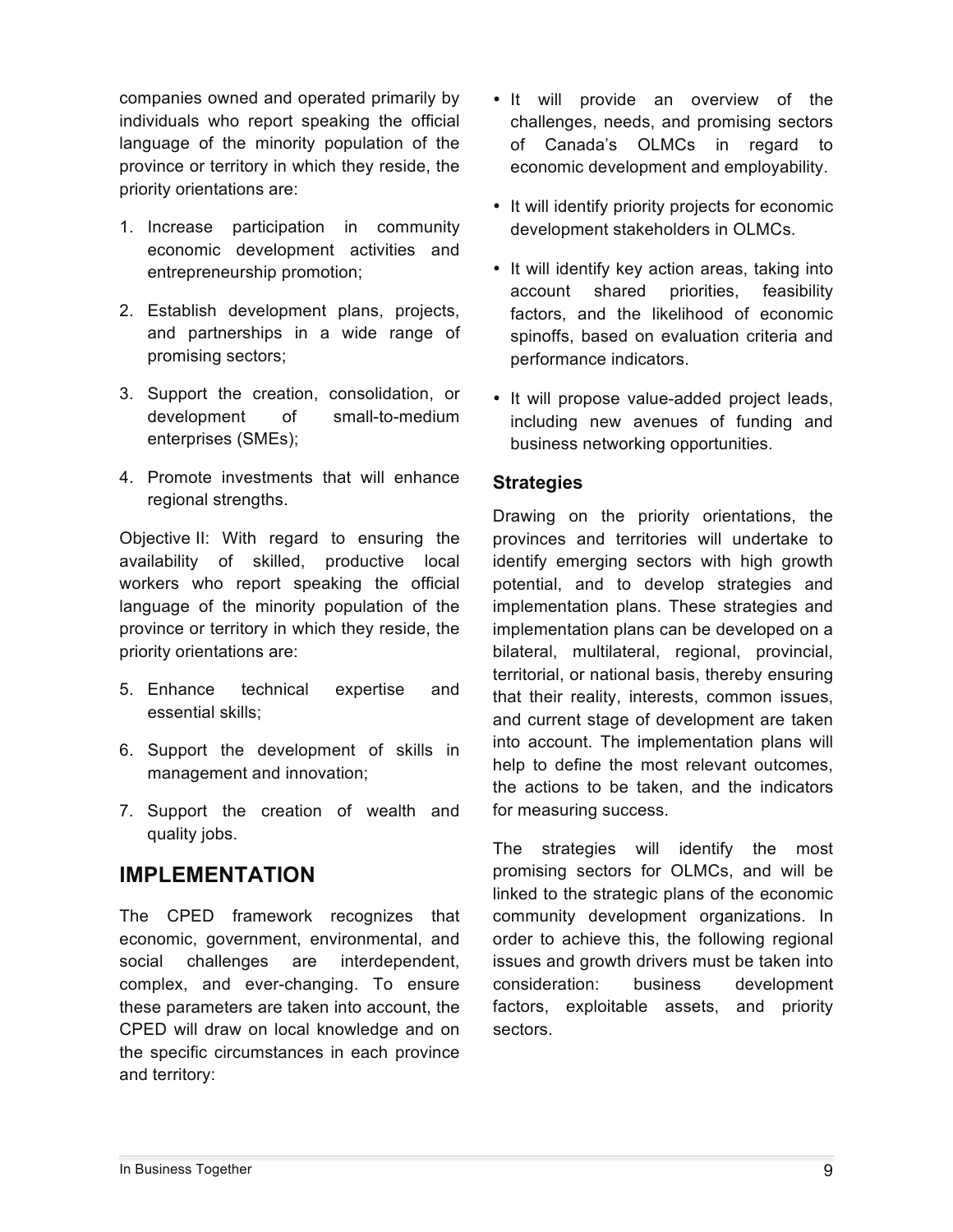companies owned and operated primarily by individuals who report speaking the official language of the minority population of the province or territory in which they reside, the priority orientations are:

1. Increase participation in community economic development activities and entrepreneurship promotion;
2. Establish development plans, projects, and partnerships in a wide range of promising sectors;
3. Support the creation, consolidation, or development of small-to-medium enterprises (SMEs);
4. Promote investments that will enhance regional strengths.

Objective II: With regard to ensuring the availability of skilled, productive local workers who report speaking the official language of the minority population of the province or territory in which they reside, the priority orientations are:

5. Enhance technical expertise and essential skills;
6. Support the development of skills in management and innovation;
7. Support the creation of wealth and quality jobs.

## IMPLEMENTATION

The CPED framework recognizes that economic, government, environmental, and social challenges are interdependent, complex, and ever-changing. To ensure these parameters are taken into account, the CPED will draw on local knowledge and on the specific circumstances in each province and territory:

- It will provide an overview of the challenges, needs, and promising sectors of Canada's OLMCs in regard to economic development and employability.
- It will identify priority projects for economic development stakeholders in OLMCs.
- It will identify key action areas, taking into account shared priorities, feasibility factors, and the likelihood of economic spinoffs, based on evaluation criteria and performance indicators.
- It will propose value-added project leads, including new avenues of funding and business networking opportunities.

### Strategies

Drawing on the priority orientations, the provinces and territories will undertake to identify emerging sectors with high growth potential, and to develop strategies and implementation plans. These strategies and implementation plans can be developed on a bilateral, multilateral, regional, provincial, territorial, or national basis, thereby ensuring that their reality, interests, common issues, and current stage of development are taken into account. The implementation plans will help to define the most relevant outcomes, the actions to be taken, and the indicators for measuring success.

The strategies will identify the most promising sectors for OLMCs, and will be linked to the strategic plans of the economic community development organizations. In order to achieve this, the following regional issues and growth drivers must be taken into consideration: business development factors, exploitable assets, and priority sectors.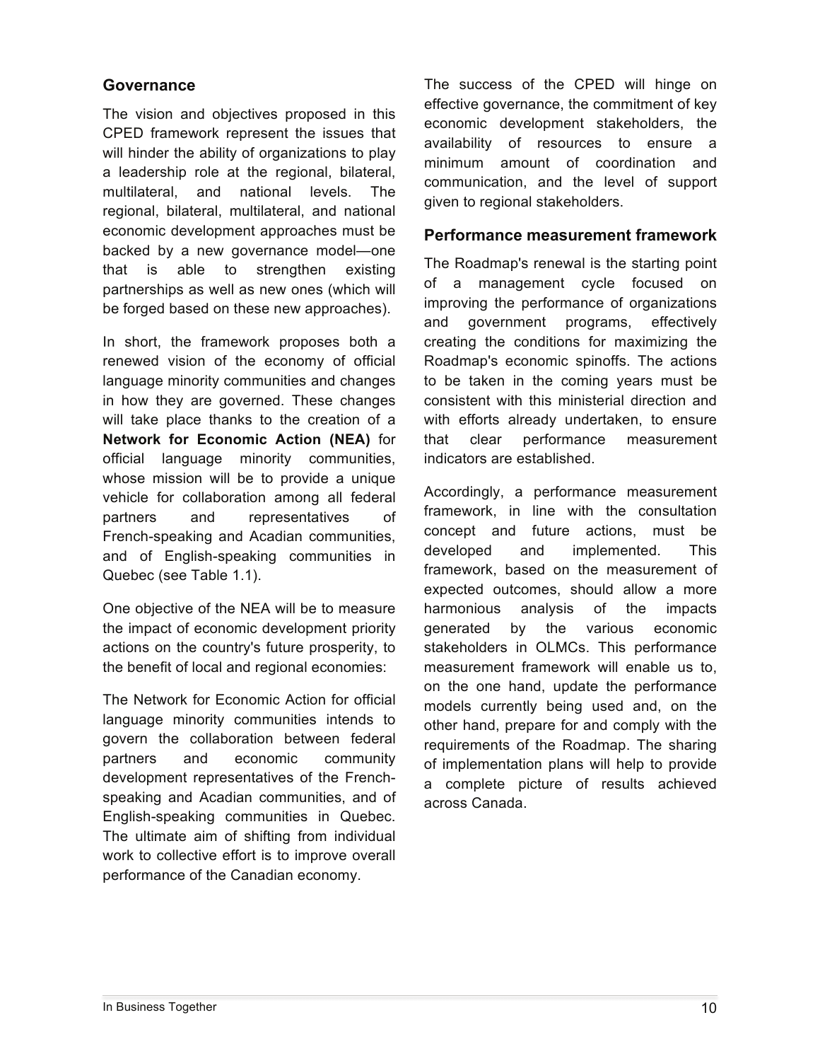## Governance

The vision and objectives proposed in this CPED framework represent the issues that will hinder the ability of organizations to play a leadership role at the regional, bilateral, multilateral, and national levels. The regional, bilateral, multilateral, and national economic development approaches must be backed by a new governance model—one that is able to strengthen existing partnerships as well as new ones (which will be forged based on these new approaches).

In short, the framework proposes both a renewed vision of the economy of official language minority communities and changes in how they are governed. These changes will take place thanks to the creation of a **Network for Economic Action (NEA)** for official language minority communities, whose mission will be to provide a unique vehicle for collaboration among all federal partners and representatives of French-speaking and Acadian communities, and of English-speaking communities in Quebec (see Table 1.1).

One objective of the NEA will be to measure the impact of economic development priority actions on the country's future prosperity, to the benefit of local and regional economies:

The Network for Economic Action for official language minority communities intends to govern the collaboration between federal partners and economic community development representatives of the French-speaking and Acadian communities, and of English-speaking communities in Quebec. The ultimate aim of shifting from individual work to collective effort is to improve overall performance of the Canadian economy.

The success of the CPED will hinge on effective governance, the commitment of key economic development stakeholders, the availability of resources to ensure a minimum amount of coordination and communication, and the level of support given to regional stakeholders.

## Performance measurement framework

The Roadmap's renewal is the starting point of a management cycle focused on improving the performance of organizations and government programs, effectively creating the conditions for maximizing the Roadmap's economic spinoffs. The actions to be taken in the coming years must be consistent with this ministerial direction and with efforts already undertaken, to ensure that clear performance measurement indicators are established.

Accordingly, a performance measurement framework, in line with the consultation concept and future actions, must be developed and implemented. This framework, based on the measurement of expected outcomes, should allow a more harmonious analysis of the impacts generated by the various economic stakeholders in OLMCs. This performance measurement framework will enable us to, on the one hand, update the performance models currently being used and, on the other hand, prepare for and comply with the requirements of the Roadmap. The sharing of implementation plans will help to provide a complete picture of results achieved across Canada.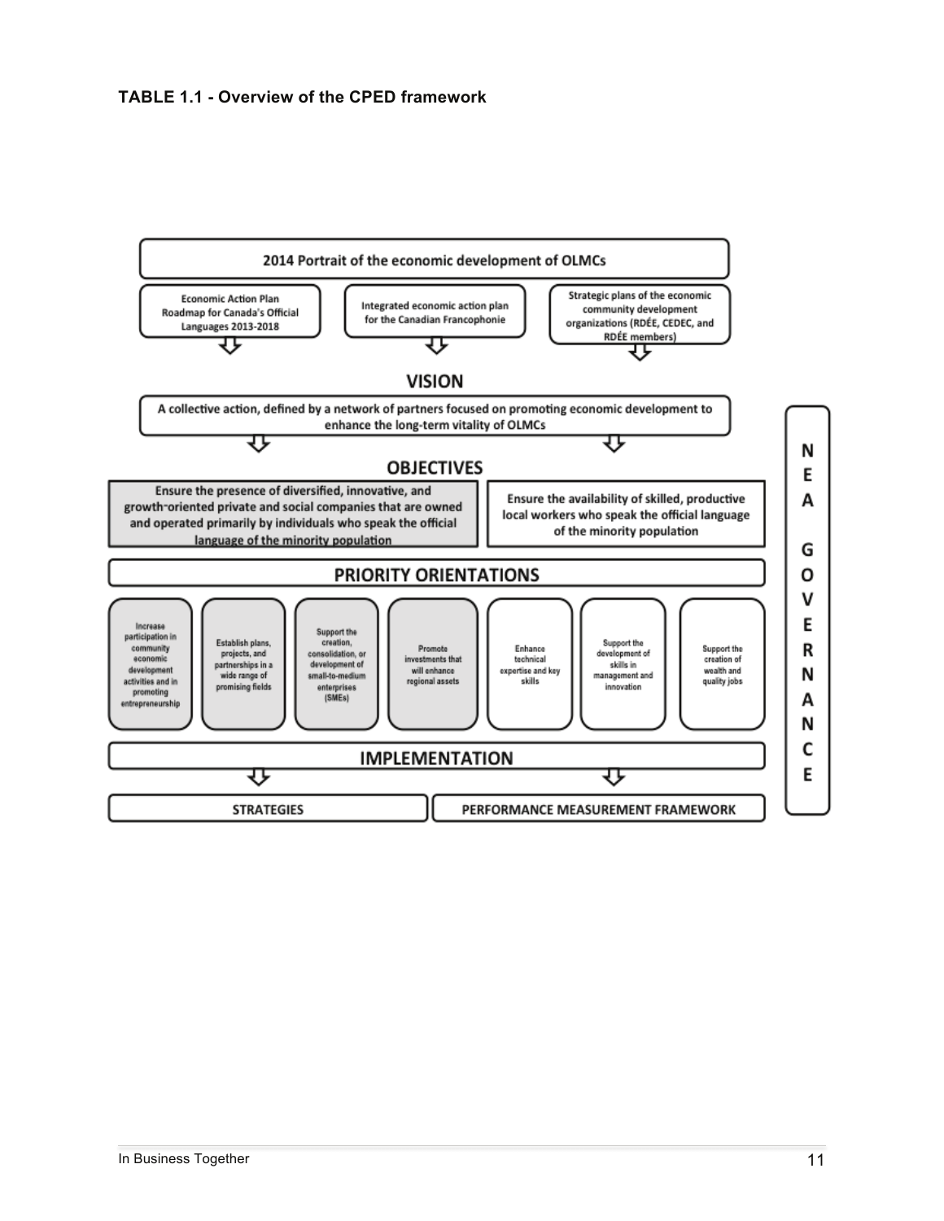**TABLE 1.1 - Overview of the CPED framework**

**2014 Portrait of the economic development of OLMCs**

- Economic Action Plan Roadmap for Canada's Official Languages 2013-2018
- Integrated economic action plan for the Canadian Francophonie
- Strategic plans of the economic community development organizations (RDÉE, CEDEC, and RDÉE members)

**VISION**

A collective action, defined by a network of partners focused on promoting economic development to enhance the long-term vitality of OLMCs

**OBJECTIVES**

- Ensure the presence of diversified, innovative, and growth-oriented private and social companies that are owned and operated primarily by individuals who speak the official language of the minority population
- Ensure the availability of skilled, productive local workers who speak the official language of the minority population

**PRIORITY ORIENTATIONS**

- Increase participation in community economic development activities and in promoting entrepreneurship
- Establish plans, projects, and partnerships in a wide range of promising fields
- Support the creation, consolidation, or development of small-to-medium enterprises (SMEs)
- Promote investments that will enhance regional assets
- Enhance technical expertise and key skills
- Support the development of skills in management and innovation
- Support the creation of wealth and quality jobs

**IMPLEMENTATION**

- STRATEGIES
- PERFORMANCE MEASUREMENT FRAMEWORK

**NEA GOVERNANCE**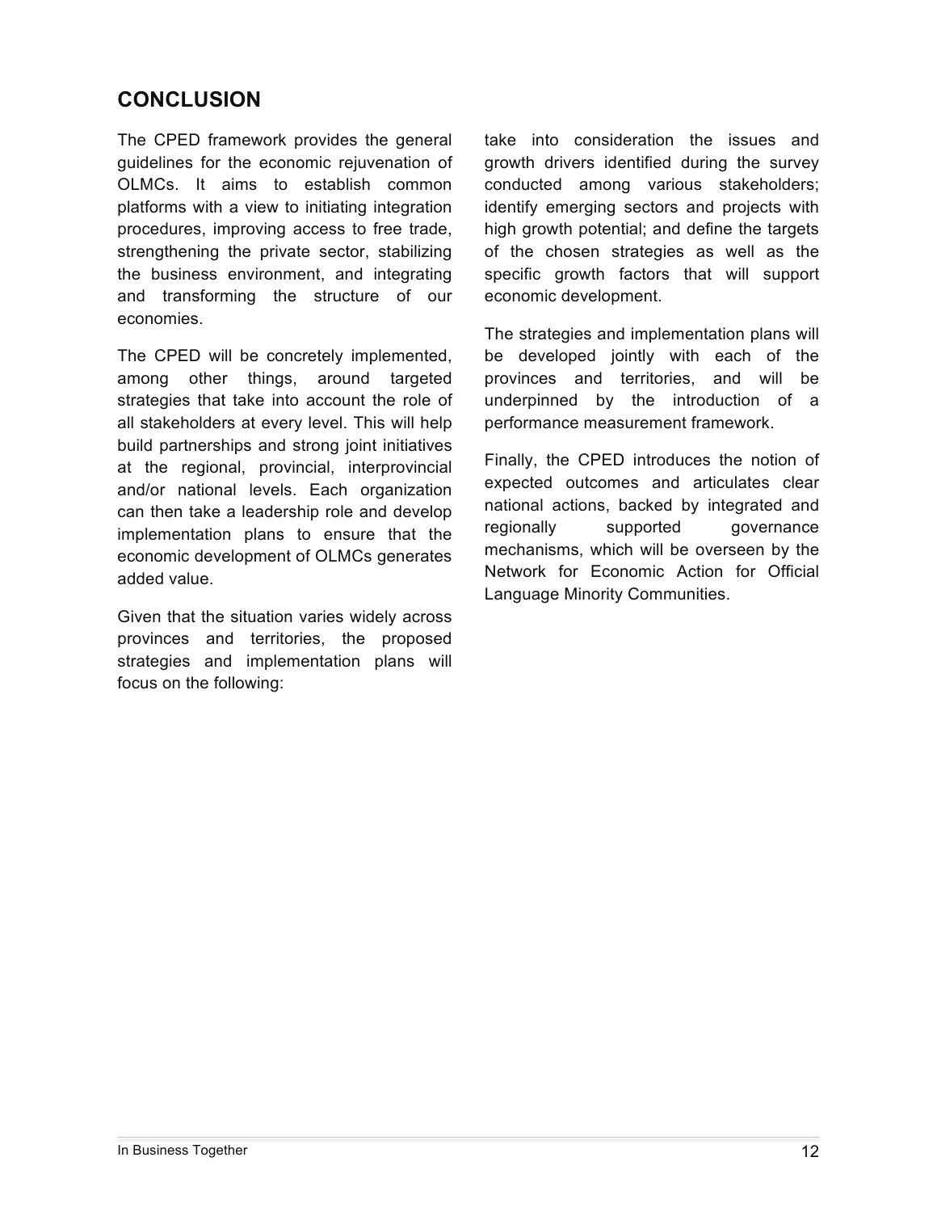## CONCLUSION

The CPED framework provides the general guidelines for the economic rejuvenation of OLMCs. It aims to establish common platforms with a view to initiating integration procedures, improving access to free trade, strengthening the private sector, stabilizing the business environment, and integrating and transforming the structure of our economies.

The CPED will be concretely implemented, among other things, around targeted strategies that take into account the role of all stakeholders at every level. This will help build partnerships and strong joint initiatives at the regional, provincial, interprovincial and/or national levels. Each organization can then take a leadership role and develop implementation plans to ensure that the economic development of OLMCs generates added value.

Given that the situation varies widely across provinces and territories, the proposed strategies and implementation plans will focus on the following: take into consideration the issues and growth drivers identified during the survey conducted among various stakeholders; identify emerging sectors and projects with high growth potential; and define the targets of the chosen strategies as well as the specific growth factors that will support economic development.

The strategies and implementation plans will be developed jointly with each of the provinces and territories, and will be underpinned by the introduction of a performance measurement framework.

Finally, the CPED introduces the notion of expected outcomes and articulates clear national actions, backed by integrated and regionally supported governance mechanisms, which will be overseen by the Network for Economic Action for Official Language Minority Communities.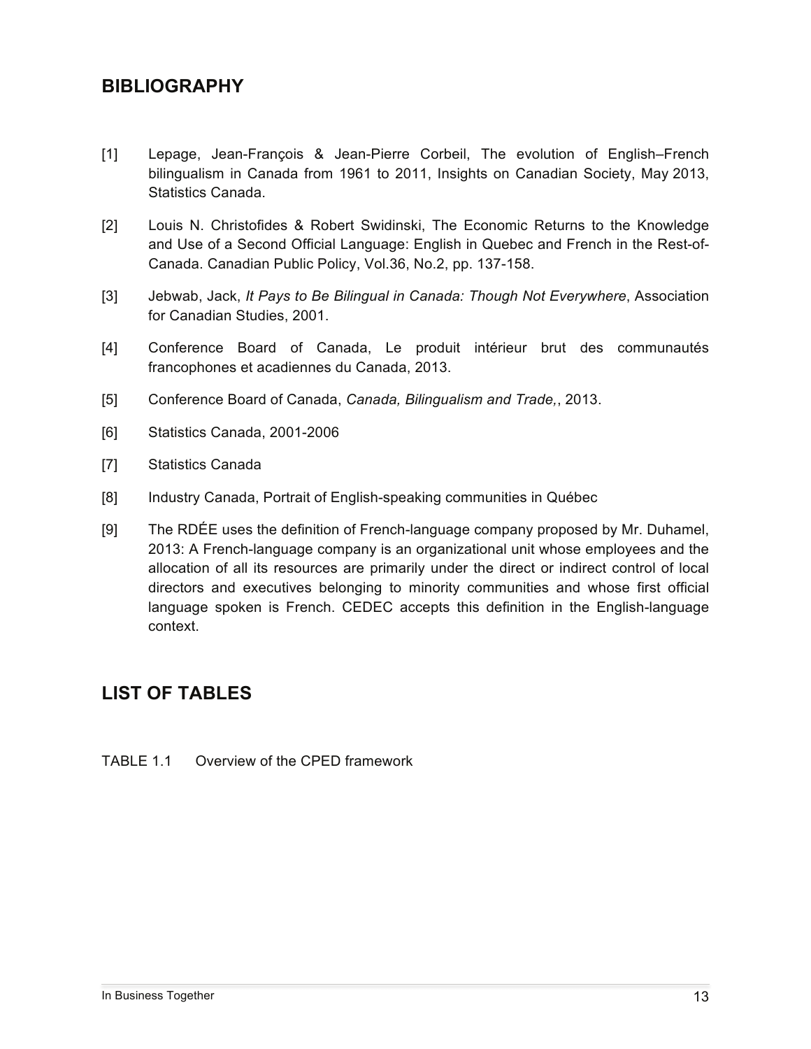## BIBLIOGRAPHY

[1] Lepage, Jean-François & Jean-Pierre Corbeil, The evolution of English–French bilingualism in Canada from 1961 to 2011, Insights on Canadian Society, May 2013, Statistics Canada.

[2] Louis N. Christofides & Robert Swidinski, The Economic Returns to the Knowledge and Use of a Second Official Language: English in Quebec and French in the Rest-of-Canada. Canadian Public Policy, Vol.36, No.2, pp. 137-158.

[3] Jebwab, Jack, *It Pays to Be Bilingual in Canada: Though Not Everywhere*, Association for Canadian Studies, 2001.

[4] Conference Board of Canada, Le produit intérieur brut des communautés francophones et acadiennes du Canada, 2013.

[5] Conference Board of Canada, *Canada, Bilingualism and Trade,*, 2013.

[6] Statistics Canada, 2001-2006

[7] Statistics Canada

[8] Industry Canada, Portrait of English-speaking communities in Québec

[9] The RDÉE uses the definition of French-language company proposed by Mr. Duhamel, 2013: A French-language company is an organizational unit whose employees and the allocation of all its resources are primarily under the direct or indirect control of local directors and executives belonging to minority communities and whose first official language spoken is French. CEDEC accepts this definition in the English-language context.

## LIST OF TABLES

TABLE 1.1 Overview of the CPED framework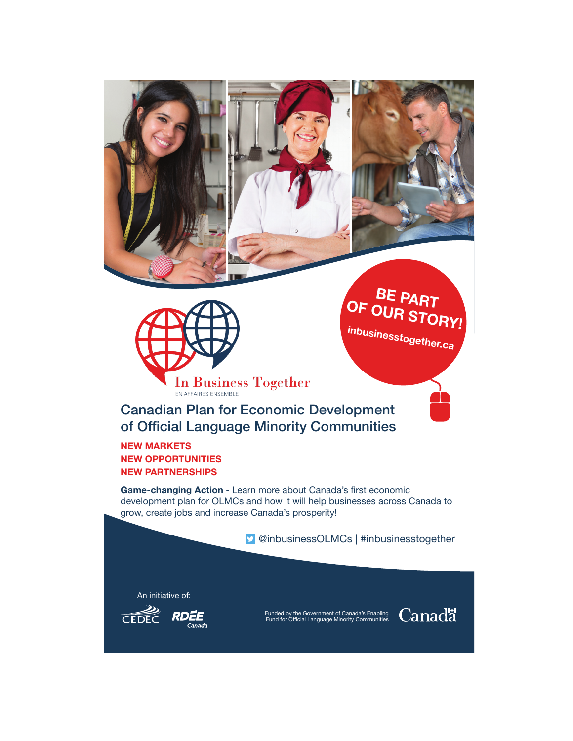BE PART OF OUR STORY!

inbusinesstogether.ca

In Business Together

EN AFFAIRES ENSEMBLE

## Canadian Plan for Economic Development of Official Language Minority Communities

**NEW MARKETS**
**NEW OPPORTUNITIES**
**NEW PARTNERSHIPS**

**Game-changing Action** - Learn more about Canada's first economic development plan for OLMCs and how it will help businesses across Canada to grow, create jobs and increase Canada's prosperity!

@inbusinessOLMCs | #inbusinesstogether

An initiative of:

CEDEC RDÉE Canada

Funded by the Government of Canada's Enabling Fund for Official Language Minority Communities

Canada